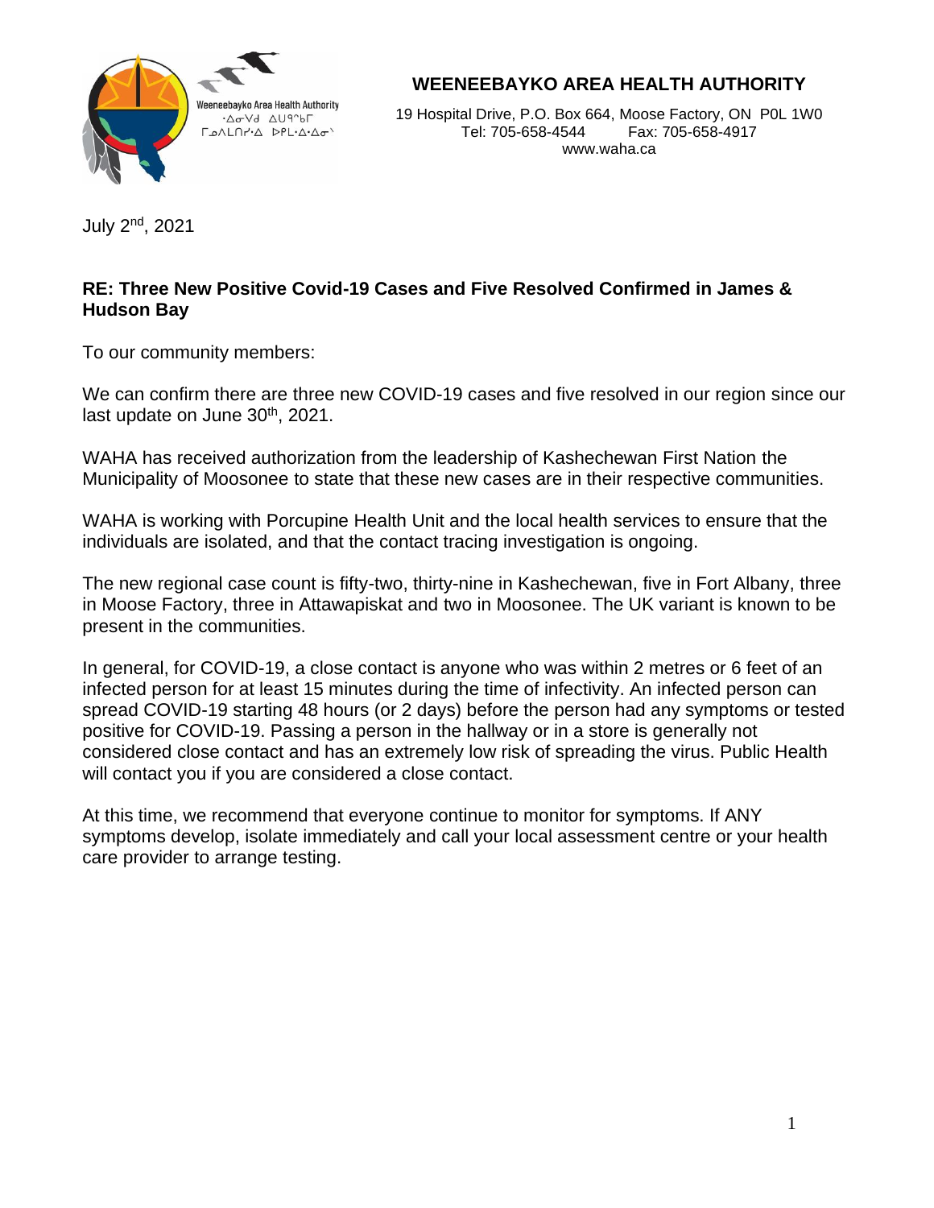# WEENEEBAYKO AREA HEALTH AUTHORITY

Weeneebayko Area Health Authority
ᐧᐃᓂᐯᑯ ᐃᑌᕽᑲᒥ
ᒥᓇᐱᒪᑎᓯᐧᐃ ᐅᑭᒪᐧᐃᐧᐃᓂᐢ

19 Hospital Drive, P.O. Box 664, Moose Factory, ON P0L 1W0
Tel: 705-658-4544 Fax: 705-658-4917
www.waha.ca

July 2nd, 2021

**RE: Three New Positive Covid-19 Cases and Five Resolved Confirmed in James & Hudson Bay**

To our community members:

We can confirm there are three new COVID-19 cases and five resolved in our region since our last update on June 30th, 2021.

WAHA has received authorization from the leadership of Kashechewan First Nation the Municipality of Moosonee to state that these new cases are in their respective communities.

WAHA is working with Porcupine Health Unit and the local health services to ensure that the individuals are isolated, and that the contact tracing investigation is ongoing.

The new regional case count is fifty-two, thirty-nine in Kashechewan, five in Fort Albany, three in Moose Factory, three in Attawapiskat and two in Moosonee. The UK variant is known to be present in the communities.

In general, for COVID-19, a close contact is anyone who was within 2 metres or 6 feet of an infected person for at least 15 minutes during the time of infectivity. An infected person can spread COVID-19 starting 48 hours (or 2 days) before the person had any symptoms or tested positive for COVID-19. Passing a person in the hallway or in a store is generally not considered close contact and has an extremely low risk of spreading the virus. Public Health will contact you if you are considered a close contact.

At this time, we recommend that everyone continue to monitor for symptoms. If ANY symptoms develop, isolate immediately and call your local assessment centre or your health care provider to arrange testing.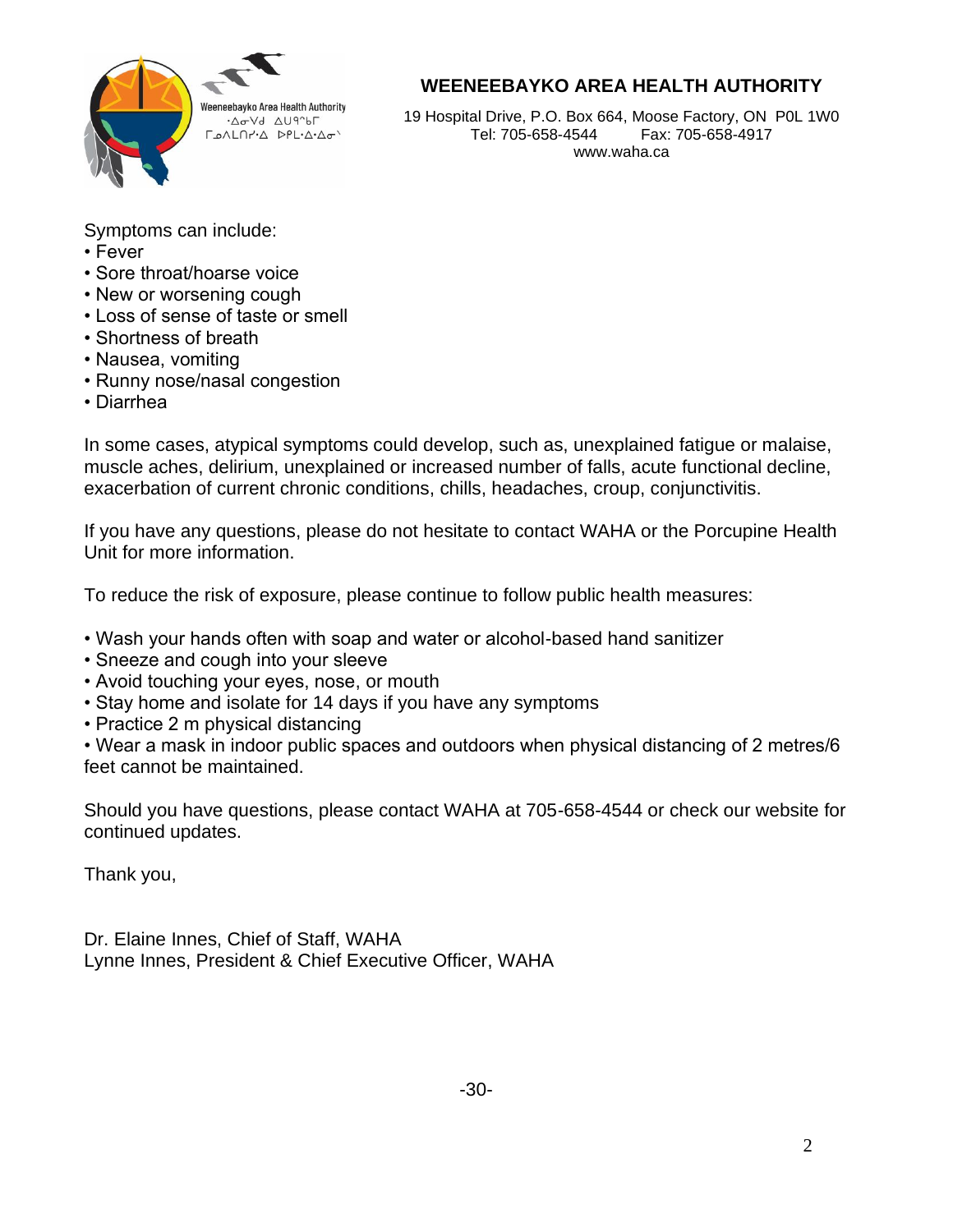# WEENEEBAYKO AREA HEALTH AUTHORITY

19 Hospital Drive, P.O. Box 664, Moose Factory, ON P0L 1W0
Tel: 705-658-4544 Fax: 705-658-4917
www.waha.ca

Symptoms can include:

- Fever
- Sore throat/hoarse voice
- New or worsening cough
- Loss of sense of taste or smell
- Shortness of breath
- Nausea, vomiting
- Runny nose/nasal congestion
- Diarrhea

In some cases, atypical symptoms could develop, such as, unexplained fatigue or malaise, muscle aches, delirium, unexplained or increased number of falls, acute functional decline, exacerbation of current chronic conditions, chills, headaches, croup, conjunctivitis.

If you have any questions, please do not hesitate to contact WAHA or the Porcupine Health Unit for more information.

To reduce the risk of exposure, please continue to follow public health measures:

- Wash your hands often with soap and water or alcohol-based hand sanitizer
- Sneeze and cough into your sleeve
- Avoid touching your eyes, nose, or mouth
- Stay home and isolate for 14 days if you have any symptoms
- Practice 2 m physical distancing
- Wear a mask in indoor public spaces and outdoors when physical distancing of 2 metres/6 feet cannot be maintained.

Should you have questions, please contact WAHA at 705-658-4544 or check our website for continued updates.

Thank you,

Dr. Elaine Innes, Chief of Staff, WAHA
Lynne Innes, President & Chief Executive Officer, WAHA

-30-